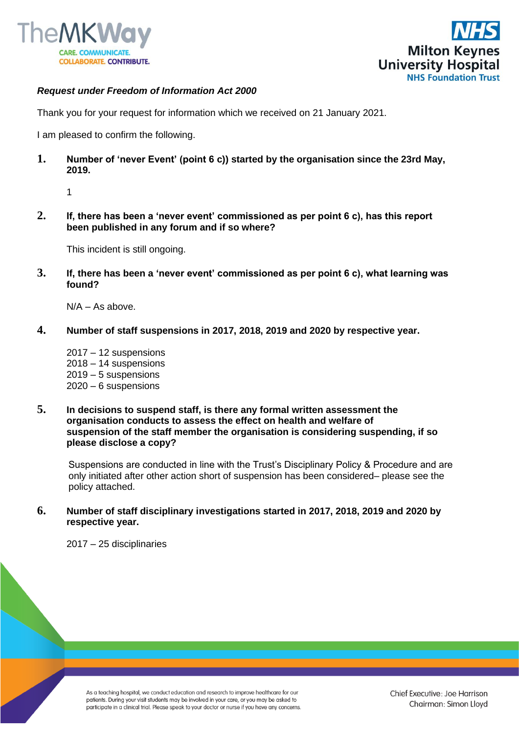*Request under Freedom of Information Act 2000*

Thank you for your request for information which we received on 21 January 2021.

I am pleased to confirm the following.

**1. Number of 'never Event' (point 6 c)) started by the organisation since the 23rd May, 2019.**

1

**2. If, there has been a 'never event' commissioned as per point 6 c), has this report been published in any forum and if so where?**

This incident is still ongoing.

**3. If, there has been a 'never event' commissioned as per point 6 c), what learning was found?**

N/A – As above.

**4. Number of staff suspensions in 2017, 2018, 2019 and 2020 by respective year.**

2017 – 12 suspensions
2018 – 14 suspensions
2019 – 5 suspensions
2020 – 6 suspensions

**5. In decisions to suspend staff, is there any formal written assessment the organisation conducts to assess the effect on health and welfare of suspension of the staff member the organisation is considering suspending, if so please disclose a copy?**

Suspensions are conducted in line with the Trust's Disciplinary Policy & Procedure and are only initiated after other action short of suspension has been considered– please see the policy attached.

**6. Number of staff disciplinary investigations started in 2017, 2018, 2019 and 2020 by respective year.**

2017 – 25 disciplinaries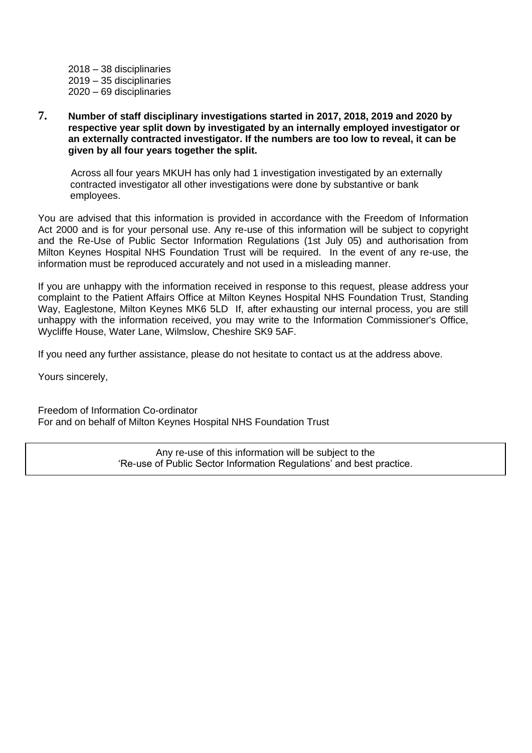2018 – 38 disciplinaries
2019 – 35 disciplinaries
2020 – 69 disciplinaries

**7. Number of staff disciplinary investigations started in 2017, 2018, 2019 and 2020 by respective year split down by investigated by an internally employed investigator or an externally contracted investigator. If the numbers are too low to reveal, it can be given by all four years together the split.**

Across all four years MKUH has only had 1 investigation investigated by an externally contracted investigator all other investigations were done by substantive or bank employees.

You are advised that this information is provided in accordance with the Freedom of Information Act 2000 and is for your personal use. Any re-use of this information will be subject to copyright and the Re-Use of Public Sector Information Regulations (1st July 05) and authorisation from Milton Keynes Hospital NHS Foundation Trust will be required. In the event of any re-use, the information must be reproduced accurately and not used in a misleading manner.

If you are unhappy with the information received in response to this request, please address your complaint to the Patient Affairs Office at Milton Keynes Hospital NHS Foundation Trust, Standing Way, Eaglestone, Milton Keynes MK6 5LD If, after exhausting our internal process, you are still unhappy with the information received, you may write to the Information Commissioner's Office, Wycliffe House, Water Lane, Wilmslow, Cheshire SK9 5AF.

If you need any further assistance, please do not hesitate to contact us at the address above.

Yours sincerely,

Freedom of Information Co-ordinator
For and on behalf of Milton Keynes Hospital NHS Foundation Trust

Any re-use of this information will be subject to the 'Re-use of Public Sector Information Regulations' and best practice.